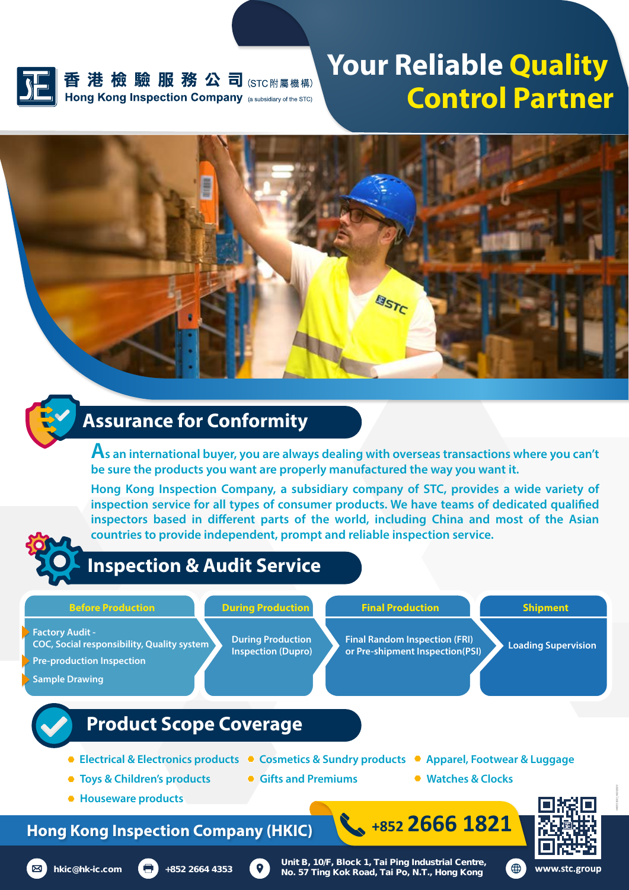香港檢驗服務公司 (STC附屬機構)
Hong Kong Inspection Company (a subsidiary of the STC)

# Your Reliable Quality Control Partner

## Assurance for Conformity

As an international buyer, you are always dealing with overseas transactions where you can't be sure the products you want are properly manufactured the way you want it.

Hong Kong Inspection Company, a subsidiary company of STC, provides a wide variety of inspection service for all types of consumer products. We have teams of dedicated qualified inspectors based in different parts of the world, including China and most of the Asian countries to provide independent, prompt and reliable inspection service.

## Inspection & Audit Service

| Before Production | During Production | Final Production | Shipment |
|---|---|---|---|
| Factory Audit - COC, Social responsibility, Quality system<br>Pre-production Inspection<br>Sample Drawing | During Production Inspection (Dupro) | Final Random Inspection (FRI) or Pre-shipment Inspection(PSI) | Loading Supervision |

## Product Scope Coverage

- Electrical & Electronics products
- Cosmetics & Sundry products
- Apparel, Footwear & Luggage
- Toys & Children's products
- Gifts and Premiums
- Watches & Clocks
- Houseware products

**Hong Kong Inspection Company (HKIC)**

+852 2666 1821

hkic@hk-ic.com | +852 2664 4353 | Unit B, 10/F, Block 1, Tai Ping Industrial Centre, No. 57 Ting Kok Road, Tai Po, N.T., Hong Kong | www.stc.group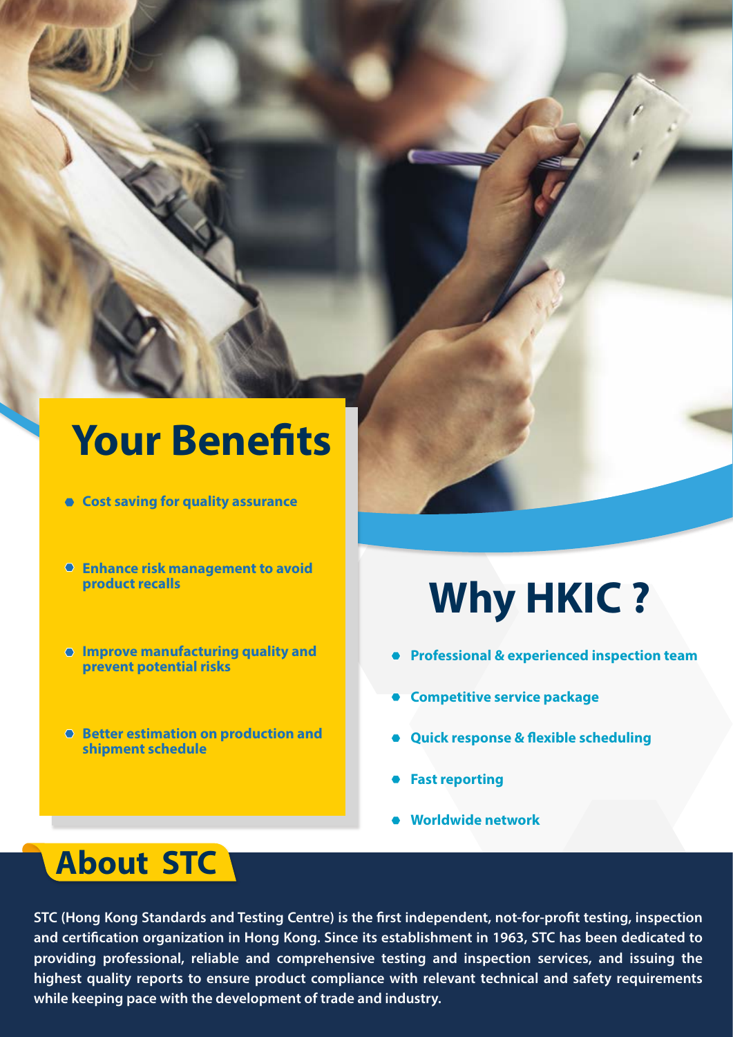## Your Benefits

- **Cost saving for quality assurance**
- **Enhance risk management to avoid product recalls**
- **Improve manufacturing quality and prevent potential risks**
- **Better estimation on production and shipment schedule**

## Why HKIC ?

- **Professional & experienced inspection team**
- **Competitive service package**
- **Quick response & flexible scheduling**
- **Fast reporting**
- **Worldwide network**

## About STC

**STC (Hong Kong Standards and Testing Centre) is the first independent, not-for-profit testing, inspection and certification organization in Hong Kong. Since its establishment in 1963, STC has been dedicated to providing professional, reliable and comprehensive testing and inspection services, and issuing the highest quality reports to ensure product compliance with relevant technical and safety requirements while keeping pace with the development of trade and industry.**